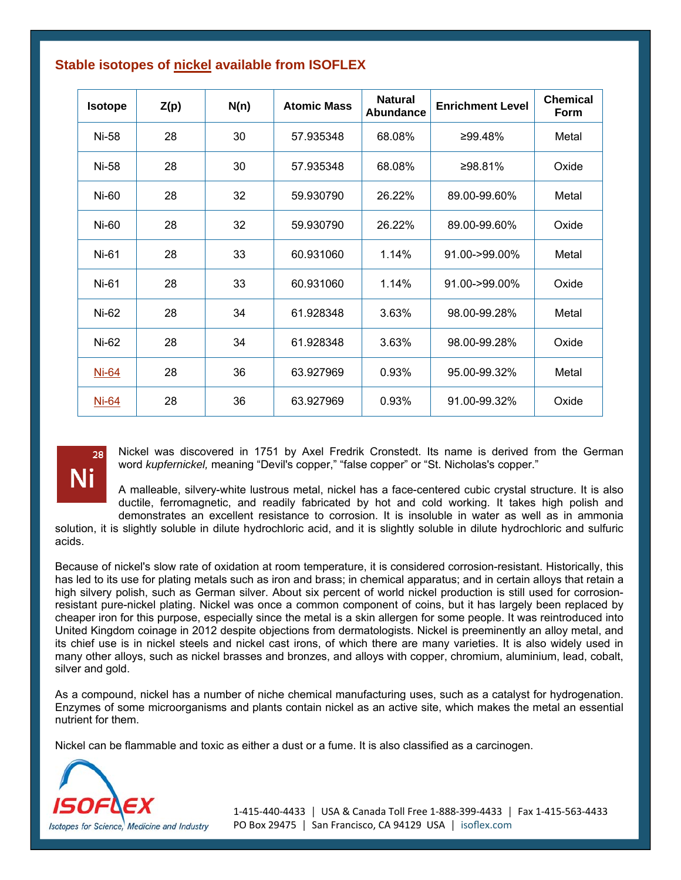## Stable isotopes of nickel available from ISOFLEX

| Isotope | Z(p) | N(n) | Atomic Mass | Natural Abundance | Enrichment Level | Chemical Form |
|---|---|---|---|---|---|---|
| Ni-58 | 28 | 30 | 57.935348 | 68.08% | ≥99.48% | Metal |
| Ni-58 | 28 | 30 | 57.935348 | 68.08% | ≥98.81% | Oxide |
| Ni-60 | 28 | 32 | 59.930790 | 26.22% | 89.00-99.60% | Metal |
| Ni-60 | 28 | 32 | 59.930790 | 26.22% | 89.00-99.60% | Oxide |
| Ni-61 | 28 | 33 | 60.931060 | 1.14% | 91.00->99.00% | Metal |
| Ni-61 | 28 | 33 | 60.931060 | 1.14% | 91.00->99.00% | Oxide |
| Ni-62 | 28 | 34 | 61.928348 | 3.63% | 98.00-99.28% | Metal |
| Ni-62 | 28 | 34 | 61.928348 | 3.63% | 98.00-99.28% | Oxide |
| Ni-64 | 28 | 36 | 63.927969 | 0.93% | 95.00-99.32% | Metal |
| Ni-64 | 28 | 36 | 63.927969 | 0.93% | 91.00-99.32% | Oxide |

28 Ni

Nickel was discovered in 1751 by Axel Fredrik Cronstedt. Its name is derived from the German word *kupfernickel,* meaning "Devil's copper," "false copper" or "St. Nicholas's copper."

A malleable, silvery-white lustrous metal, nickel has a face-centered cubic crystal structure. It is also ductile, ferromagnetic, and readily fabricated by hot and cold working. It takes high polish and demonstrates an excellent resistance to corrosion. It is insoluble in water as well as in ammonia solution, it is slightly soluble in dilute hydrochloric acid, and it is slightly soluble in dilute hydrochloric and sulfuric acids.

Because of nickel's slow rate of oxidation at room temperature, it is considered corrosion-resistant. Historically, this has led to its use for plating metals such as iron and brass; in chemical apparatus; and in certain alloys that retain a high silvery polish, such as German silver. About six percent of world nickel production is still used for corrosion-resistant pure-nickel plating. Nickel was once a common component of coins, but it has largely been replaced by cheaper iron for this purpose, especially since the metal is a skin allergen for some people. It was reintroduced into United Kingdom coinage in 2012 despite objections from dermatologists. Nickel is preeminently an alloy metal, and its chief use is in nickel steels and nickel cast irons, of which there are many varieties. It is also widely used in many other alloys, such as nickel brasses and bronzes, and alloys with copper, chromium, aluminium, lead, cobalt, silver and gold.

As a compound, nickel has a number of niche chemical manufacturing uses, such as a catalyst for hydrogenation. Enzymes of some microorganisms and plants contain nickel as an active site, which makes the metal an essential nutrient for them.

Nickel can be flammable and toxic as either a dust or a fume. It is also classified as a carcinogen.

ISOFLEX
Isotopes for Science, Medicine and Industry

1-415-440-4433 | USA & Canada Toll Free 1-888-399-4433 | Fax 1-415-563-4433
PO Box 29475 | San Francisco, CA 94129 USA | isoflex.com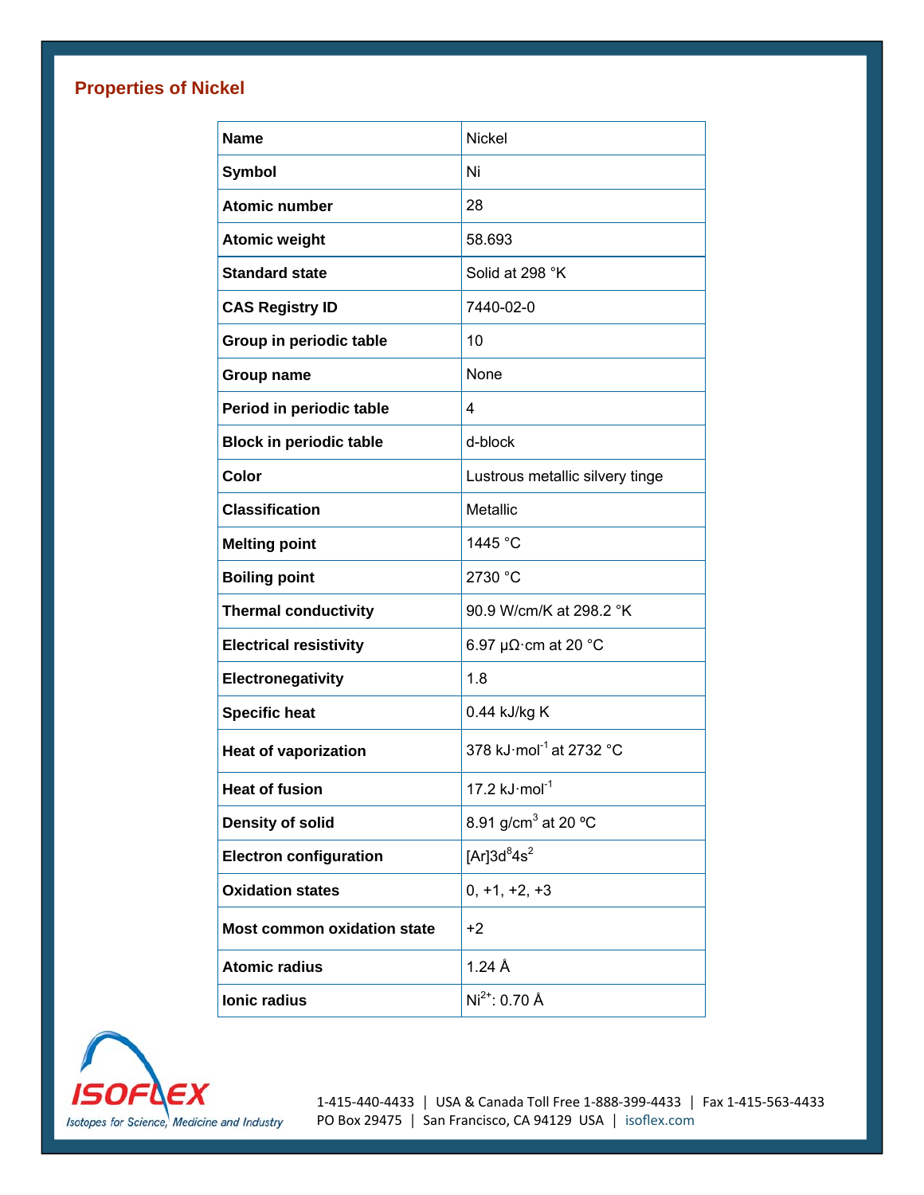## Properties of Nickel

| | |
|---|---|
| **Name** | Nickel |
| **Symbol** | Ni |
| **Atomic number** | 28 |
| **Atomic weight** | 58.693 |
| **Standard state** | Solid at 298 °K |
| **CAS Registry ID** | 7440-02-0 |
| **Group in periodic table** | 10 |
| **Group name** | None |
| **Period in periodic table** | 4 |
| **Block in periodic table** | d-block |
| **Color** | Lustrous metallic silvery tinge |
| **Classification** | Metallic |
| **Melting point** | 1445 °C |
| **Boiling point** | 2730 °C |
| **Thermal conductivity** | 90.9 W/cm/K at 298.2 °K |
| **Electrical resistivity** | 6.97 µΩ·cm at 20 °C |
| **Electronegativity** | 1.8 |
| **Specific heat** | 0.44 kJ/kg K |
| **Heat of vaporization** | 378 $kJ \cdot mol^{-1}$ at 2732 °C |
| **Heat of fusion** | 17.2 $kJ \cdot mol^{-1}$ |
| **Density of solid** | 8.91 $g/cm^3$ at 20 ºC |
| **Electron configuration** | $[Ar]3d^8 4s^2$ |
| **Oxidation states** | 0, +1, +2, +3 |
| **Most common oxidation state** | +2 |
| **Atomic radius** | 1.24 Å |
| **Ionic radius** | $Ni^{2+}$: 0.70 Å |

ISOFLEX
Isotopes for Science, Medicine and Industry

1-415-440-4433 | USA & Canada Toll Free 1-888-399-4433 | Fax 1-415-563-4433
PO Box 29475 | San Francisco, CA 94129 USA | isoflex.com